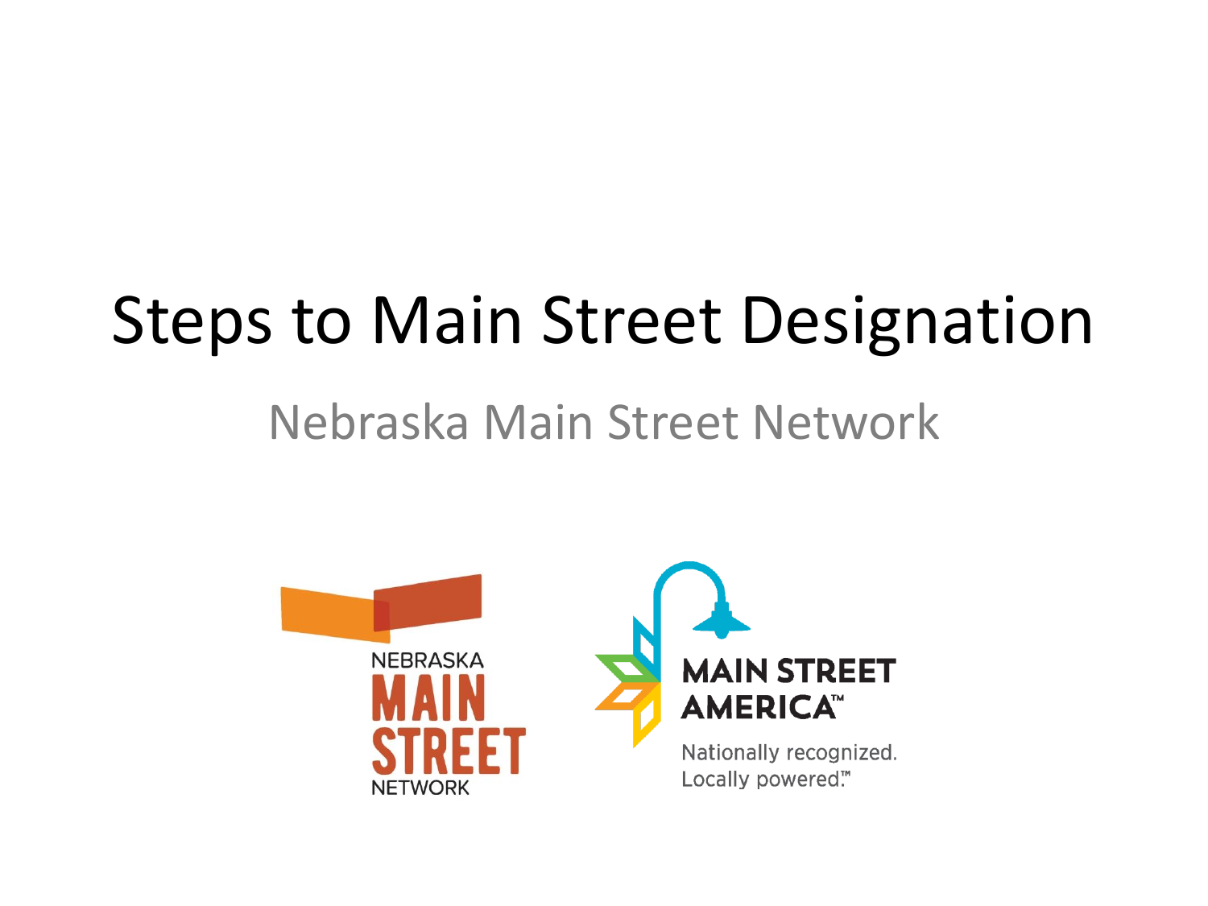# Steps to Main Street Designation

## Nebraska Main Street Network

NEBRASKA MAIN STREET NETWORK

MAIN STREET AMERICA™

Nationally recognized. Locally powered.™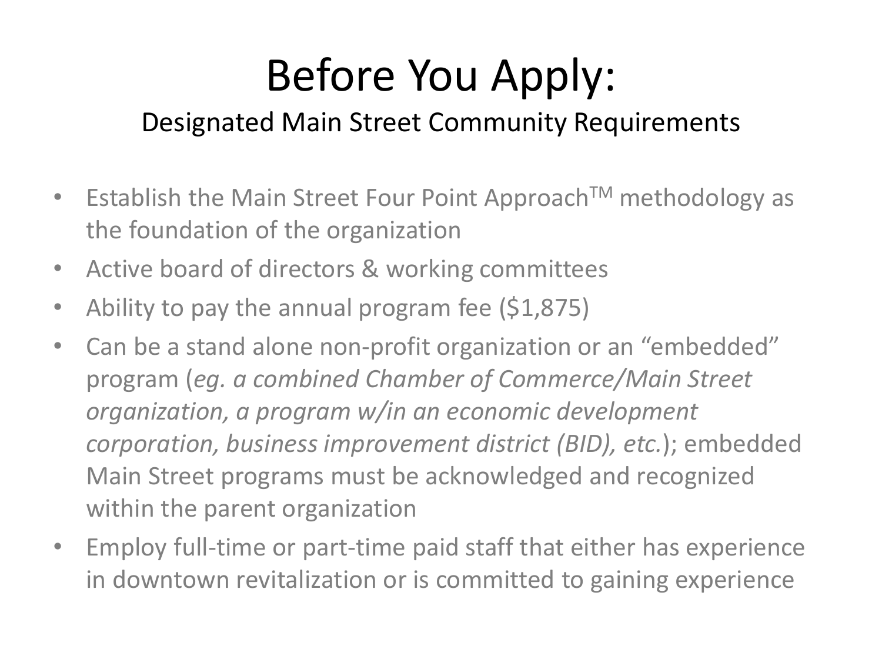# Before You Apply:

## Designated Main Street Community Requirements

- Establish the Main Street Four Point Approach$^{TM}$ methodology as the foundation of the organization
- Active board of directors & working committees
- Ability to pay the annual program fee ($1,875)
- Can be a stand alone non-profit organization or an "embedded" program (*eg. a combined Chamber of Commerce/Main Street organization, a program w/in an economic development corporation, business improvement district (BID), etc.*); embedded Main Street programs must be acknowledged and recognized within the parent organization
- Employ full-time or part-time paid staff that either has experience in downtown revitalization or is committed to gaining experience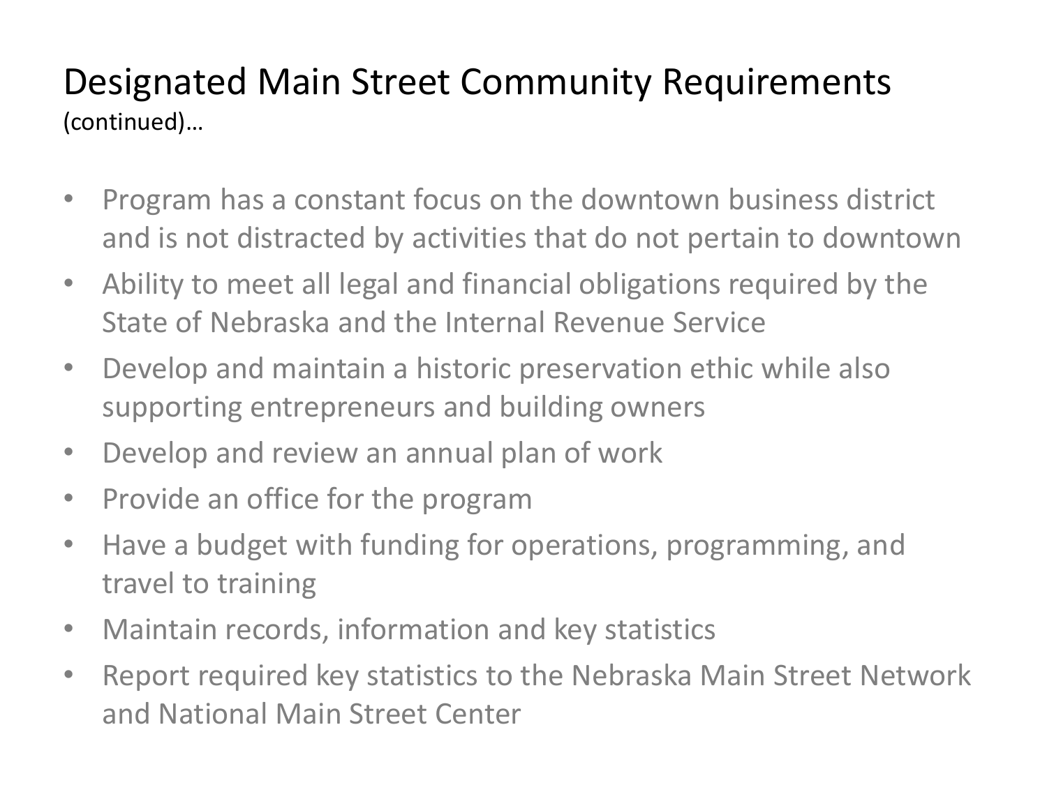# Designated Main Street Community Requirements
(continued)…

- Program has a constant focus on the downtown business district and is not distracted by activities that do not pertain to downtown
- Ability to meet all legal and financial obligations required by the State of Nebraska and the Internal Revenue Service
- Develop and maintain a historic preservation ethic while also supporting entrepreneurs and building owners
- Develop and review an annual plan of work
- Provide an office for the program
- Have a budget with funding for operations, programming, and travel to training
- Maintain records, information and key statistics
- Report required key statistics to the Nebraska Main Street Network and National Main Street Center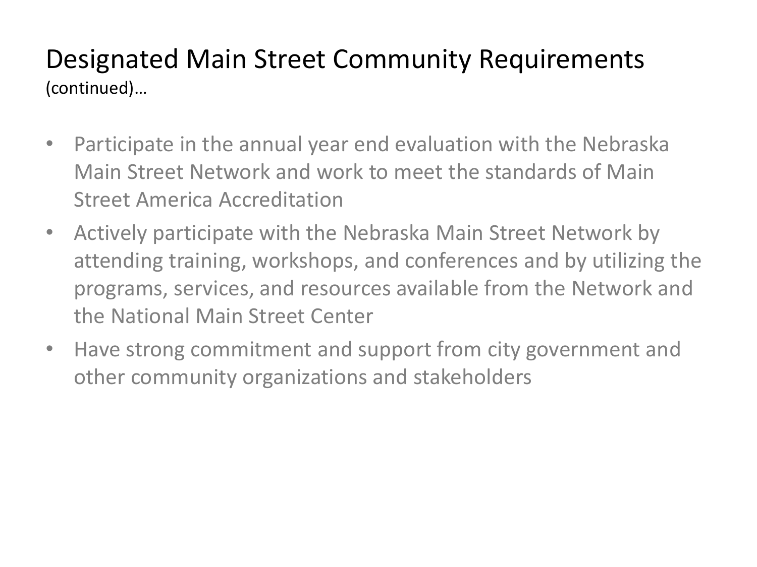# Designated Main Street Community Requirements

(continued)…

- Participate in the annual year end evaluation with the Nebraska Main Street Network and work to meet the standards of Main Street America Accreditation
- Actively participate with the Nebraska Main Street Network by attending training, workshops, and conferences and by utilizing the programs, services, and resources available from the Network and the National Main Street Center
- Have strong commitment and support from city government and other community organizations and stakeholders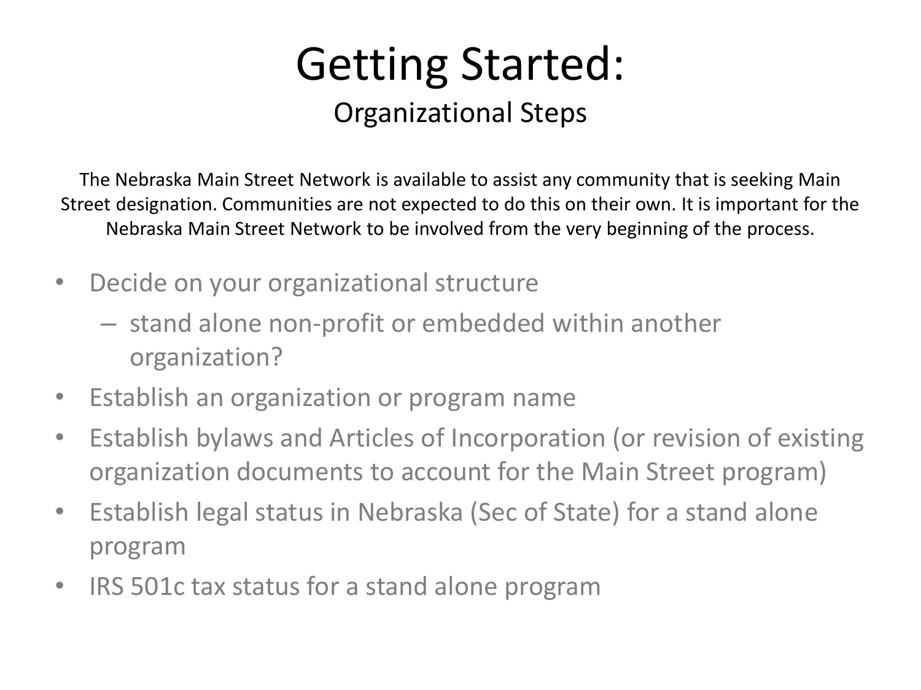# Getting Started:

## Organizational Steps

The Nebraska Main Street Network is available to assist any community that is seeking Main Street designation. Communities are not expected to do this on their own. It is important for the Nebraska Main Street Network to be involved from the very beginning of the process.

- Decide on your organizational structure
  - stand alone non-profit or embedded within another organization?
- Establish an organization or program name
- Establish bylaws and Articles of Incorporation (or revision of existing organization documents to account for the Main Street program)
- Establish legal status in Nebraska (Sec of State) for a stand alone program
- IRS 501c tax status for a stand alone program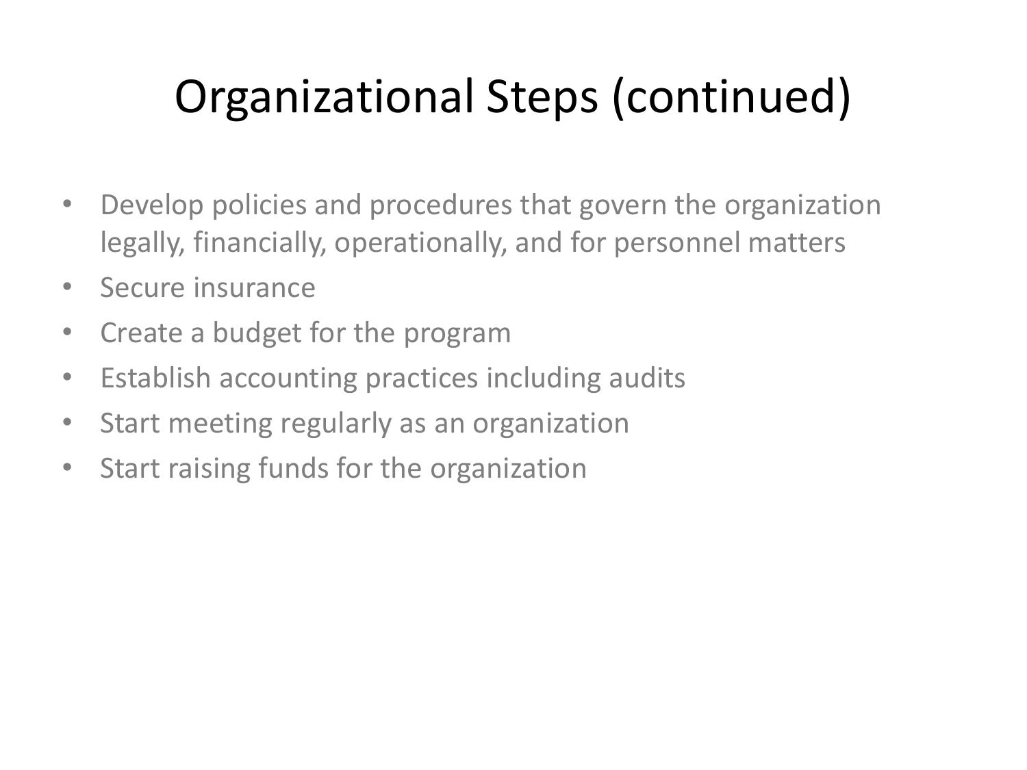# Organizational Steps (continued)

- Develop policies and procedures that govern the organization legally, financially, operationally, and for personnel matters
- Secure insurance
- Create a budget for the program
- Establish accounting practices including audits
- Start meeting regularly as an organization
- Start raising funds for the organization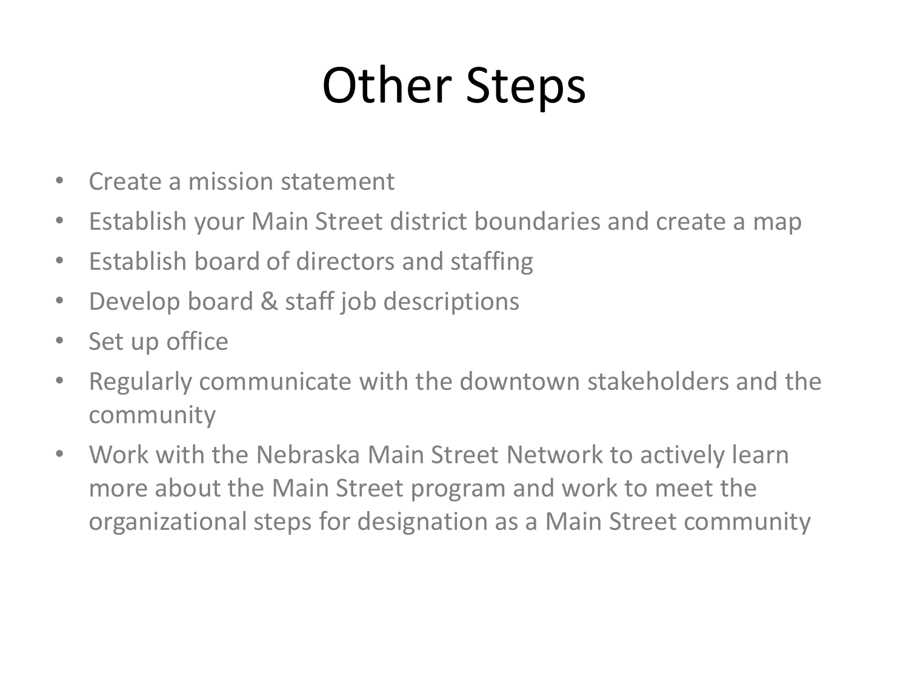# Other Steps

- Create a mission statement
- Establish your Main Street district boundaries and create a map
- Establish board of directors and staffing
- Develop board & staff job descriptions
- Set up office
- Regularly communicate with the downtown stakeholders and the community
- Work with the Nebraska Main Street Network to actively learn more about the Main Street program and work to meet the organizational steps for designation as a Main Street community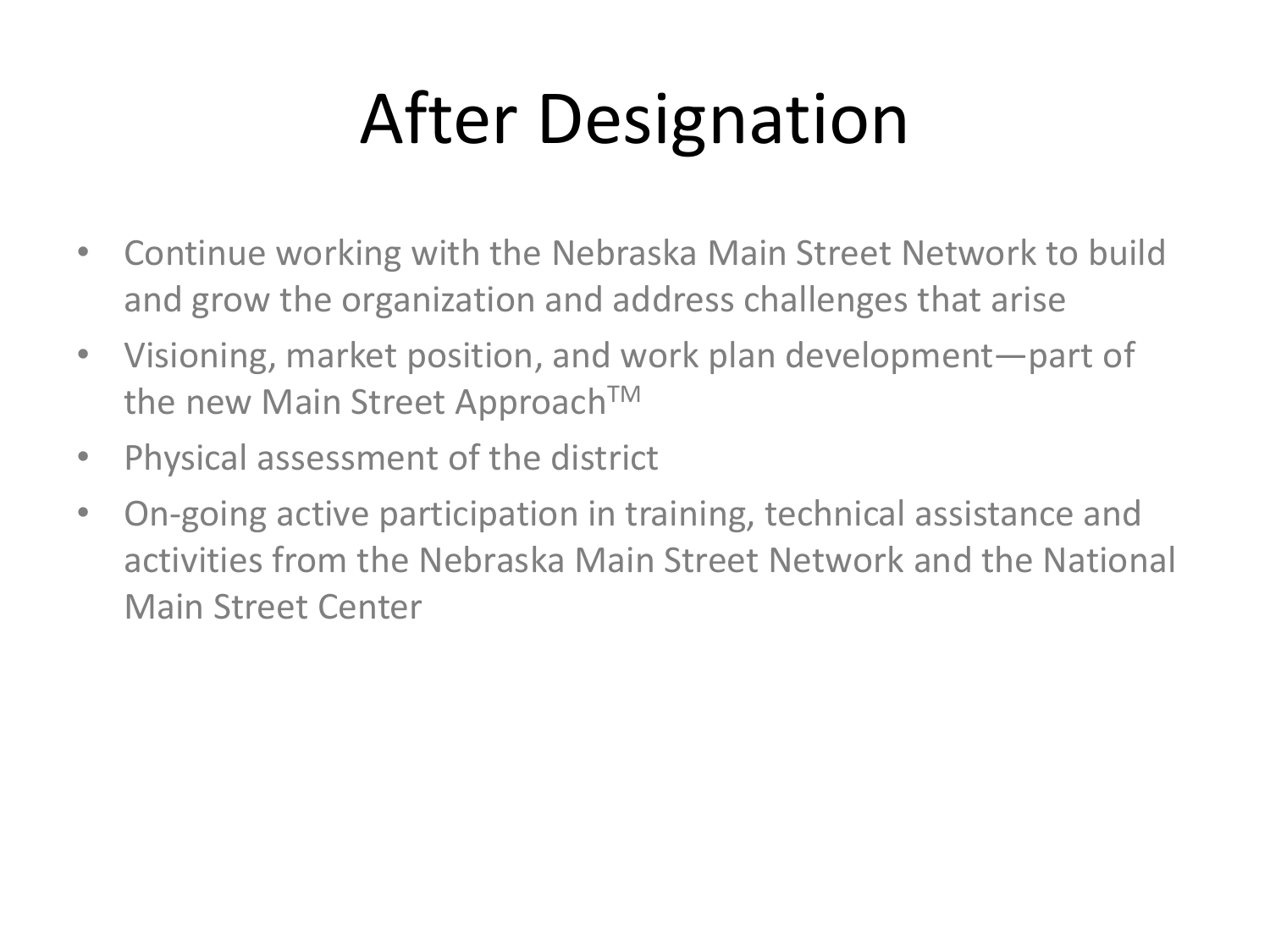# After Designation

- Continue working with the Nebraska Main Street Network to build and grow the organization and address challenges that arise
- Visioning, market position, and work plan development—part of the new Main Street Approach™
- Physical assessment of the district
- On-going active participation in training, technical assistance and activities from the Nebraska Main Street Network and the National Main Street Center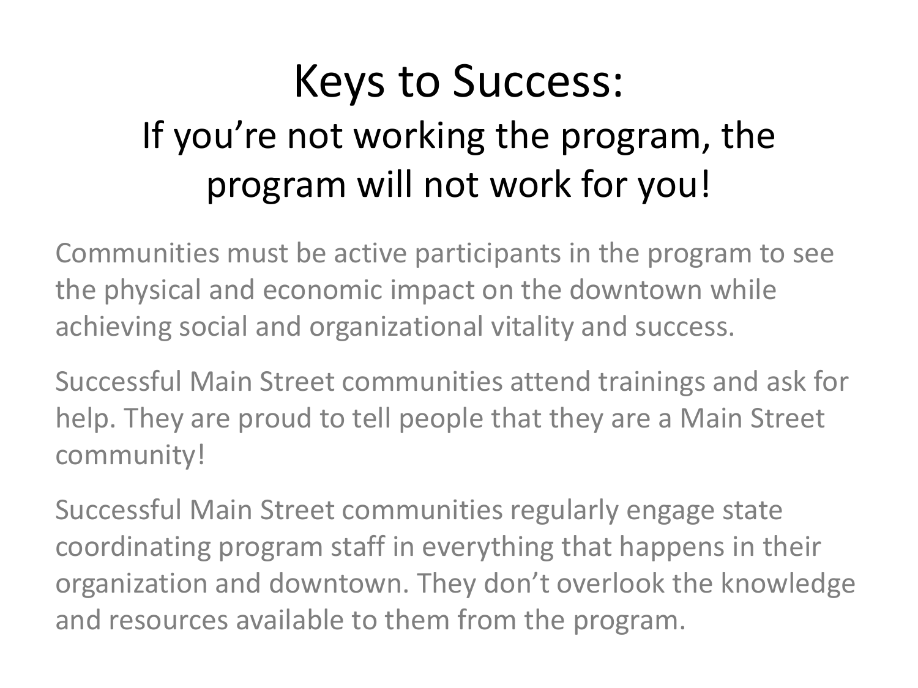# Keys to Success:
## If you're not working the program, the program will not work for you!

Communities must be active participants in the program to see the physical and economic impact on the downtown while achieving social and organizational vitality and success.

Successful Main Street communities attend trainings and ask for help. They are proud to tell people that they are a Main Street community!

Successful Main Street communities regularly engage state coordinating program staff in everything that happens in their organization and downtown. They don't overlook the knowledge and resources available to them from the program.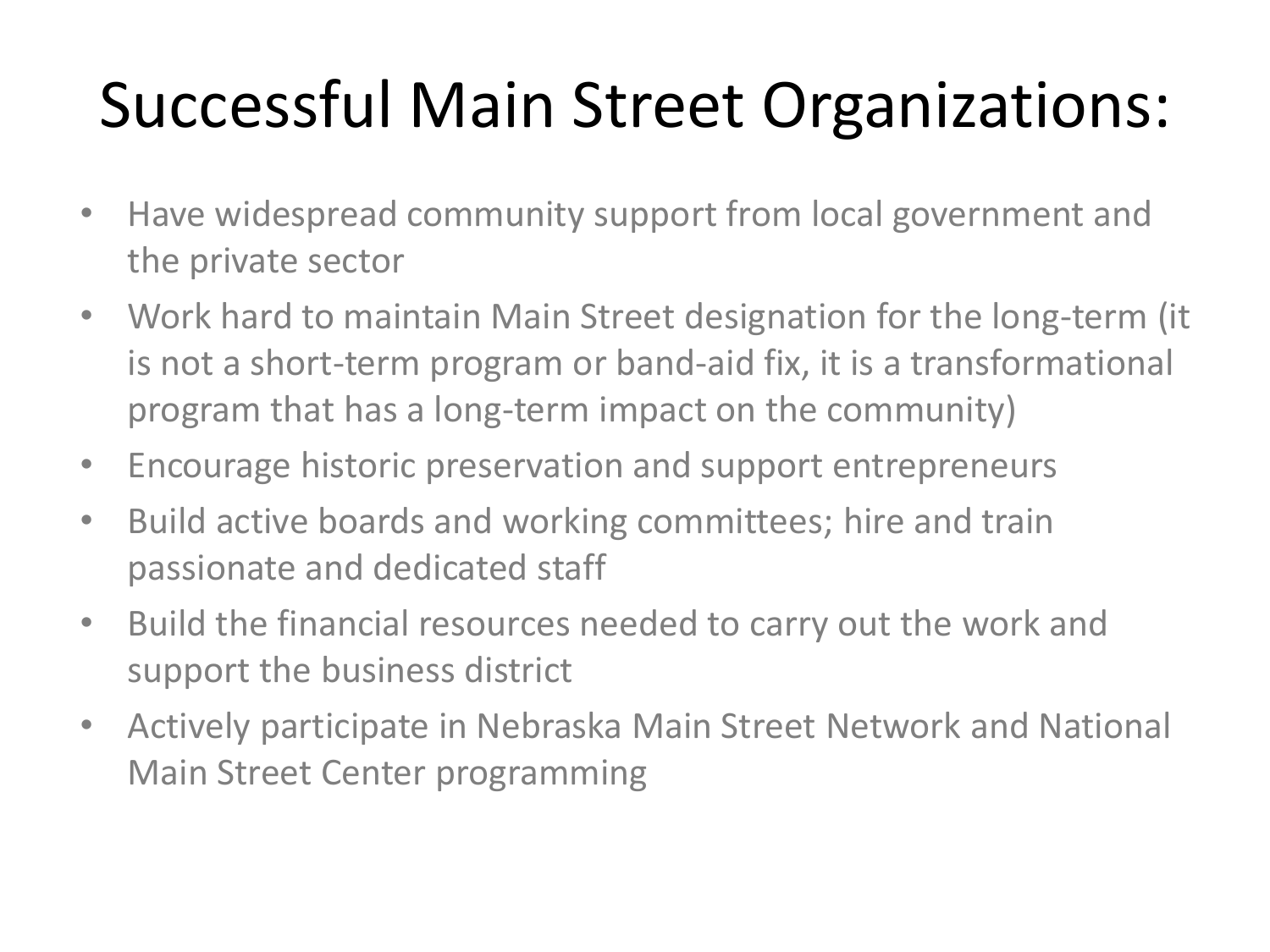# Successful Main Street Organizations:

- Have widespread community support from local government and the private sector
- Work hard to maintain Main Street designation for the long-term (it is not a short-term program or band-aid fix, it is a transformational program that has a long-term impact on the community)
- Encourage historic preservation and support entrepreneurs
- Build active boards and working committees; hire and train passionate and dedicated staff
- Build the financial resources needed to carry out the work and support the business district
- Actively participate in Nebraska Main Street Network and National Main Street Center programming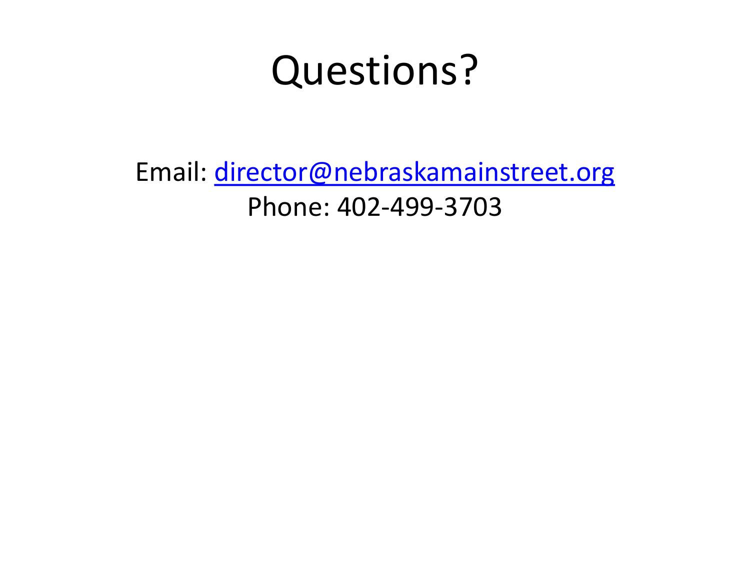# Questions?

Email: director@nebraskamainstreet.org

Phone: 402-499-3703